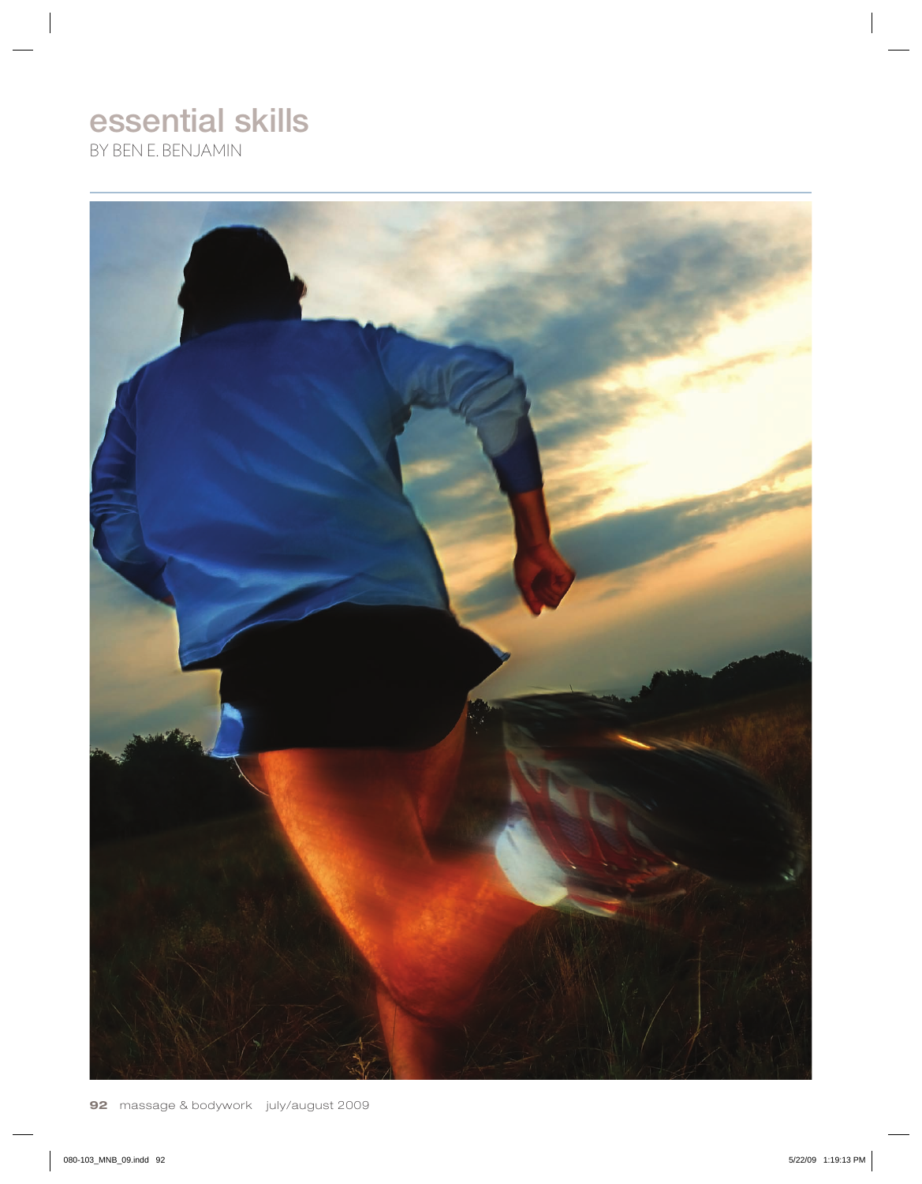# essential skills

BY BEN E. BENJAMIN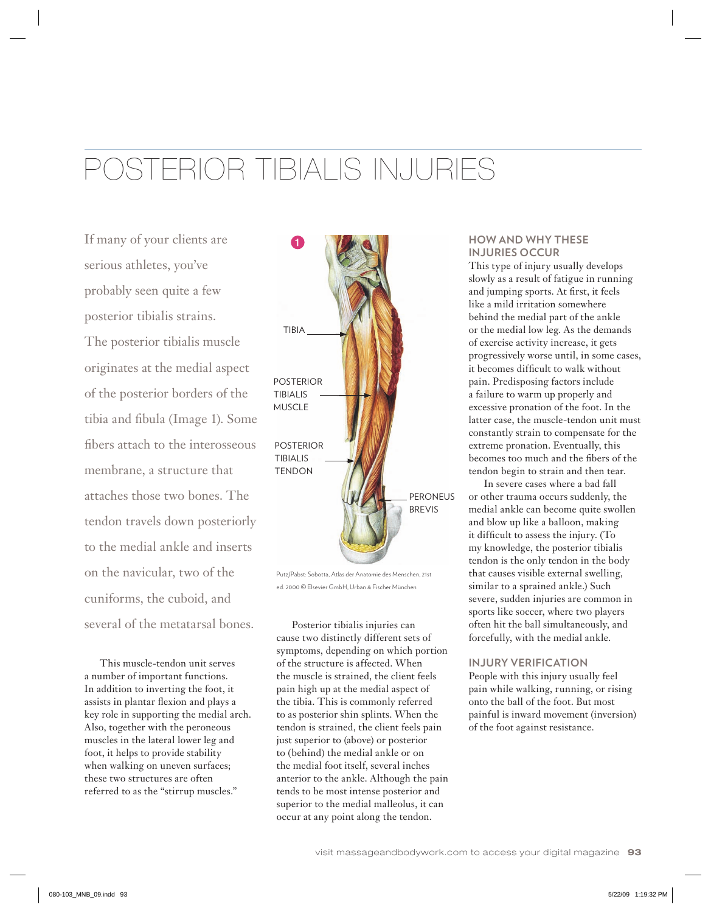# POSTERIOR TIBIALIS INJURIES

If many of your clients are serious athletes, you've probably seen quite a few posterior tibialis strains. The posterior tibialis muscle originates at the medial aspect of the posterior borders of the tibia and fibula (Image 1). Some fibers attach to the interosseous membrane, a structure that attaches those two bones. The tendon travels down posteriorly to the medial ankle and inserts on the navicular, two of the cuniforms, the cuboid, and several of the metatarsal bones.

This muscle-tendon unit serves a number of important functions. In addition to inverting the foot, it assists in plantar flexion and plays a key role in supporting the medial arch. Also, together with the peroneous muscles in the lateral lower leg and foot, it helps to provide stability when walking on uneven surfaces; these two structures are often referred to as the "stirrup muscles."

1

TIBIA

POSTERIOR TIBIALIS MUSCLE

POSTERIOR TIBIALIS TENDON

PERONEUS BREVIS

Putz/Pabst: Sobotta, Atlas der Anatomie des Menschen, 21st ed. 2000 © Elsevier GmbH, Urban & Fischer München

Posterior tibialis injuries can cause two distinctly different sets of symptoms, depending on which portion of the structure is affected. When the muscle is strained, the client feels pain high up at the medial aspect of the tibia. This is commonly referred to as posterior shin splints. When the tendon is strained, the client feels pain just superior to (above) or posterior to (behind) the medial ankle or on the medial foot itself, several inches anterior to the ankle. Although the pain tends to be most intense posterior and superior to the medial malleolus, it can occur at any point along the tendon.

## HOW AND WHY THESE INJURIES OCCUR

This type of injury usually develops slowly as a result of fatigue in running and jumping sports. At first, it feels like a mild irritation somewhere behind the medial part of the ankle or the medial low leg. As the demands of exercise activity increase, it gets progressively worse until, in some cases, it becomes difficult to walk without pain. Predisposing factors include a failure to warm up properly and excessive pronation of the foot. In the latter case, the muscle-tendon unit must constantly strain to compensate for the extreme pronation. Eventually, this becomes too much and the fibers of the tendon begin to strain and then tear.

In severe cases where a bad fall or other trauma occurs suddenly, the medial ankle can become quite swollen and blow up like a balloon, making it difficult to assess the injury. (To my knowledge, the posterior tibialis tendon is the only tendon in the body that causes visible external swelling, similar to a sprained ankle.) Such severe, sudden injuries are common in sports like soccer, where two players often hit the ball simultaneously, and forcefully, with the medial ankle.

## INJURY VERIFICATION

People with this injury usually feel pain while walking, running, or rising onto the ball of the foot. But most painful is inward movement (inversion) of the foot against resistance.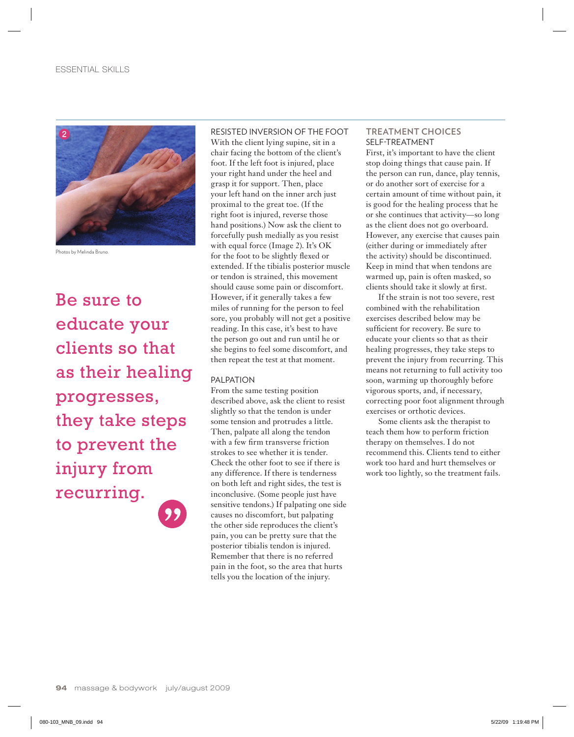Photos by Melinda Bruno.

> Be sure to educate your clients so that as their healing progresses, they take steps to prevent the injury from recurring.

### RESISTED INVERSION OF THE FOOT

With the client lying supine, sit in a chair facing the bottom of the client's foot. If the left foot is injured, place your right hand under the heel and grasp it for support. Then, place your left hand on the inner arch just proximal to the great toe. (If the right foot is injured, reverse those hand positions.) Now ask the client to forcefully push medially as you resist with equal force (Image 2). It's OK for the foot to be slightly flexed or extended. If the tibialis posterior muscle or tendon is strained, this movement should cause some pain or discomfort. However, if it generally takes a few miles of running for the person to feel sore, you probably will not get a positive reading. In this case, it's best to have the person go out and run until he or she begins to feel some discomfort, and then repeat the test at that moment.

### PALPATION

From the same testing position described above, ask the client to resist slightly so that the tendon is under some tension and protrudes a little. Then, palpate all along the tendon with a few firm transverse friction strokes to see whether it is tender. Check the other foot to see if there is any difference. If there is tenderness on both left and right sides, the test is inconclusive. (Some people just have sensitive tendons.) If palpating one side causes no discomfort, but palpating the other side reproduces the client's pain, you can be pretty sure that the posterior tibialis tendon is injured. Remember that there is no referred pain in the foot, so the area that hurts tells you the location of the injury.

## TREATMENT CHOICES

### SELF-TREATMENT

First, it's important to have the client stop doing things that cause pain. If the person can run, dance, play tennis, or do another sort of exercise for a certain amount of time without pain, it is good for the healing process that he or she continues that activity—so long as the client does not go overboard. However, any exercise that causes pain (either during or immediately after the activity) should be discontinued. Keep in mind that when tendons are warmed up, pain is often masked, so clients should take it slowly at first.

If the strain is not too severe, rest combined with the rehabilitation exercises described below may be sufficient for recovery. Be sure to educate your clients so that as their healing progresses, they take steps to prevent the injury from recurring. This means not returning to full activity too soon, warming up thoroughly before vigorous sports, and, if necessary, correcting poor foot alignment through exercises or orthotic devices.

Some clients ask the therapist to teach them how to perform friction therapy on themselves. I do not recommend this. Clients tend to either work too hard and hurt themselves or work too lightly, so the treatment fails.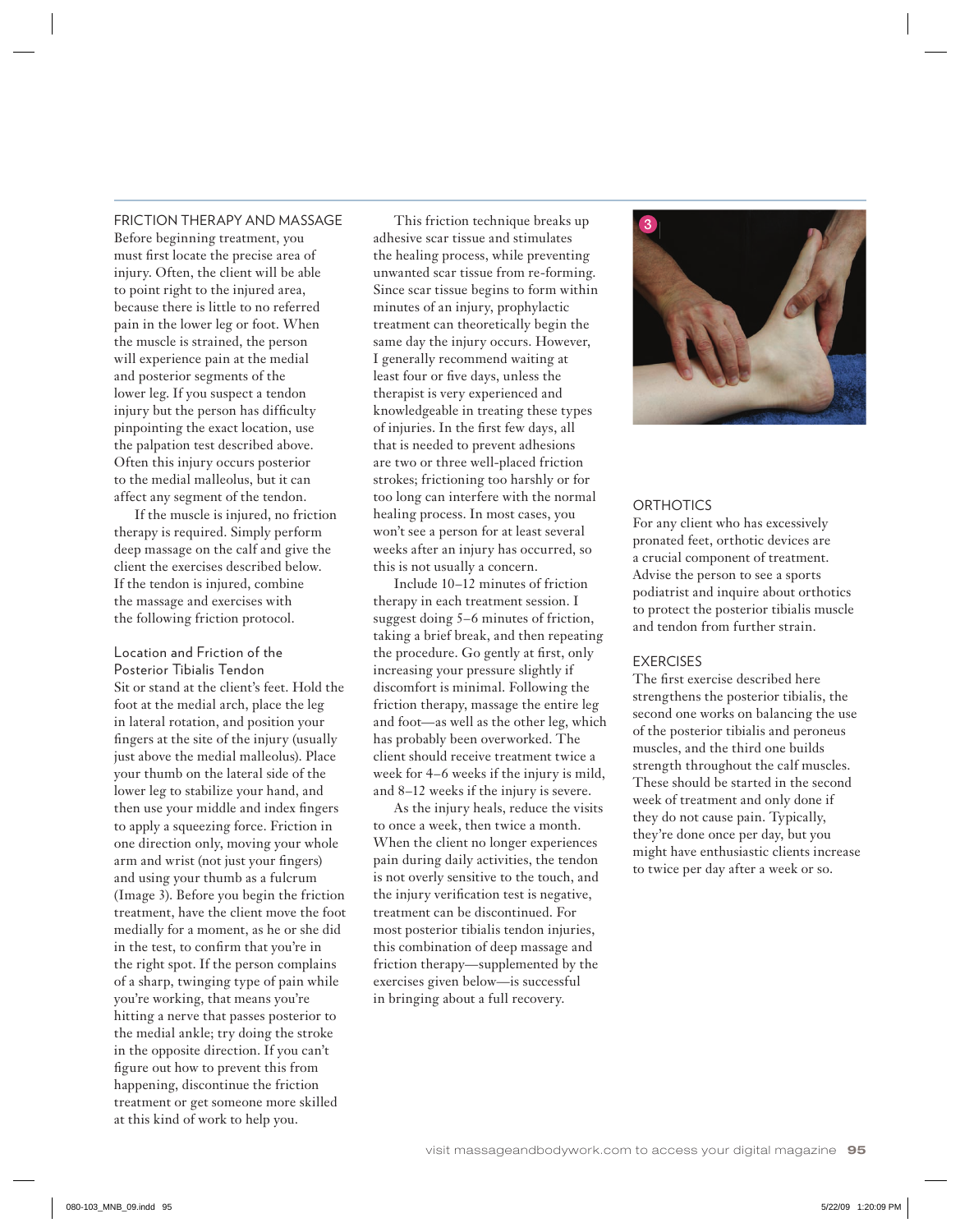## FRICTION THERAPY AND MASSAGE

Before beginning treatment, you must first locate the precise area of injury. Often, the client will be able to point right to the injured area, because there is little to no referred pain in the lower leg or foot. When the muscle is strained, the person will experience pain at the medial and posterior segments of the lower leg. If you suspect a tendon injury but the person has difficulty pinpointing the exact location, use the palpation test described above. Often this injury occurs posterior to the medial malleolus, but it can affect any segment of the tendon.

If the muscle is injured, no friction therapy is required. Simply perform deep massage on the calf and give the client the exercises described below. If the tendon is injured, combine the massage and exercises with the following friction protocol.

### Location and Friction of the Posterior Tibialis Tendon

Sit or stand at the client's feet. Hold the foot at the medial arch, place the leg in lateral rotation, and position your fingers at the site of the injury (usually just above the medial malleolus). Place your thumb on the lateral side of the lower leg to stabilize your hand, and then use your middle and index fingers to apply a squeezing force. Friction in one direction only, moving your whole arm and wrist (not just your fingers) and using your thumb as a fulcrum (Image 3). Before you begin the friction treatment, have the client move the foot medially for a moment, as he or she did in the test, to confirm that you're in the right spot. If the person complains of a sharp, twinging type of pain while you're working, that means you're hitting a nerve that passes posterior to the medial ankle; try doing the stroke in the opposite direction. If you can't figure out how to prevent this from happening, discontinue the friction treatment or get someone more skilled at this kind of work to help you.

This friction technique breaks up adhesive scar tissue and stimulates the healing process, while preventing unwanted scar tissue from re-forming. Since scar tissue begins to form within minutes of an injury, prophylactic treatment can theoretically begin the same day the injury occurs. However, I generally recommend waiting at least four or five days, unless the therapist is very experienced and knowledgeable in treating these types of injuries. In the first few days, all that is needed to prevent adhesions are two or three well-placed friction strokes; frictioning too harshly or for too long can interfere with the normal healing process. In most cases, you won't see a person for at least several weeks after an injury has occurred, so this is not usually a concern.

Include 10–12 minutes of friction therapy in each treatment session. I suggest doing 5–6 minutes of friction, taking a brief break, and then repeating the procedure. Go gently at first, only increasing your pressure slightly if discomfort is minimal. Following the friction therapy, massage the entire leg and foot—as well as the other leg, which has probably been overworked. The client should receive treatment twice a week for 4–6 weeks if the injury is mild, and 8–12 weeks if the injury is severe.

As the injury heals, reduce the visits to once a week, then twice a month. When the client no longer experiences pain during daily activities, the tendon is not overly sensitive to the touch, and the injury verification test is negative, treatment can be discontinued. For most posterior tibialis tendon injuries, this combination of deep massage and friction therapy—supplemented by the exercises given below—is successful in bringing about a full recovery.

## ORTHOTICS

For any client who has excessively pronated feet, orthotic devices are a crucial component of treatment. Advise the person to see a sports podiatrist and inquire about orthotics to protect the posterior tibialis muscle and tendon from further strain.

## EXERCISES

The first exercise described here strengthens the posterior tibialis, the second one works on balancing the use of the posterior tibialis and peroneus muscles, and the third one builds strength throughout the calf muscles. These should be started in the second week of treatment and only done if they do not cause pain. Typically, they're done once per day, but you might have enthusiastic clients increase to twice per day after a week or so.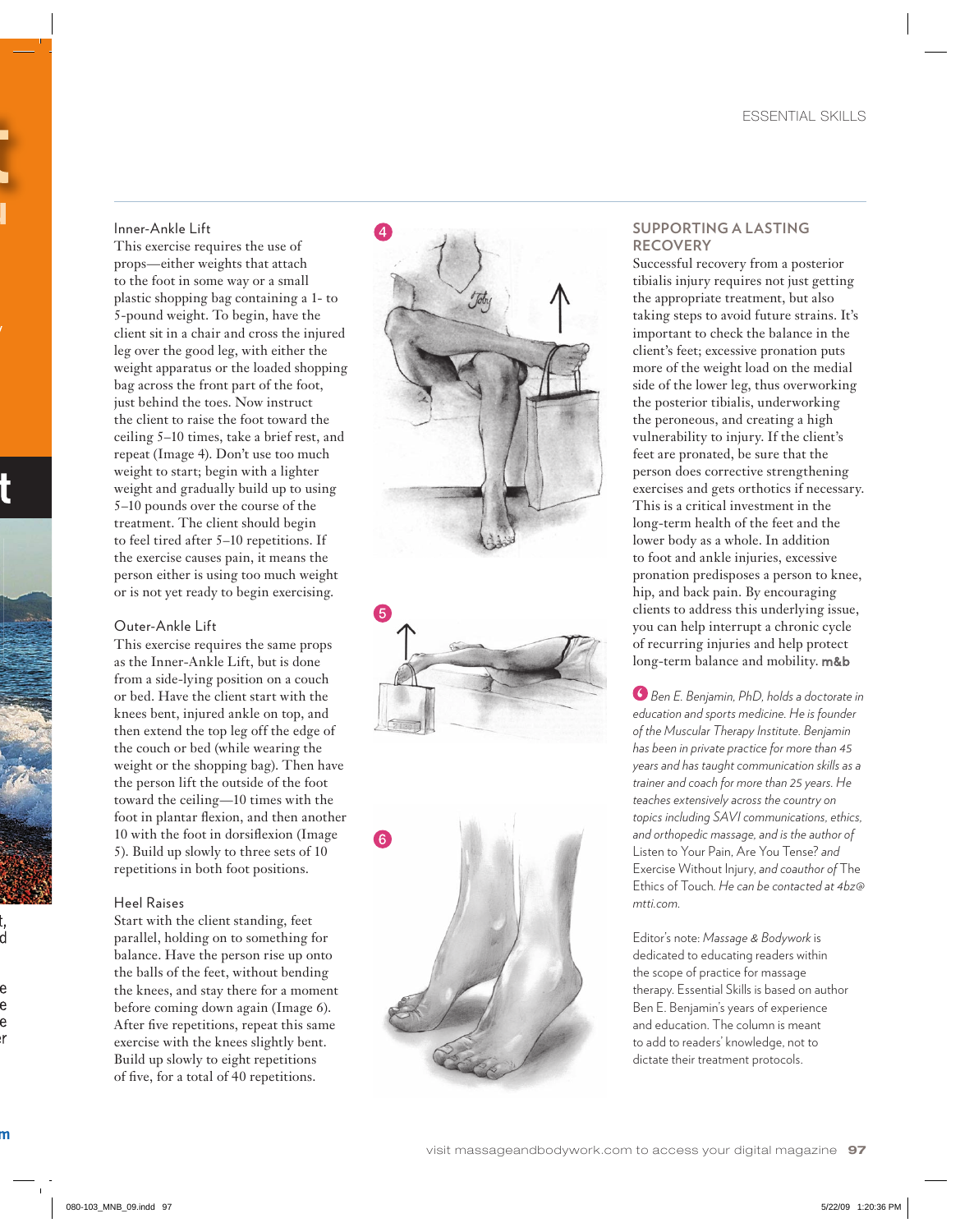### Inner-Ankle Lift

This exercise requires the use of props—either weights that attach to the foot in some way or a small plastic shopping bag containing a 1- to 5-pound weight. To begin, have the client sit in a chair and cross the injured leg over the good leg, with either the weight apparatus or the loaded shopping bag across the front part of the foot, just behind the toes. Now instruct the client to raise the foot toward the ceiling 5–10 times, take a brief rest, and repeat (Image 4). Don't use too much weight to start; begin with a lighter weight and gradually build up to using 5–10 pounds over the course of the treatment. The client should begin to feel tired after 5–10 repetitions. If the exercise causes pain, it means the person either is using too much weight or is not yet ready to begin exercising.

### Outer-Ankle Lift

This exercise requires the same props as the Inner-Ankle Lift, but is done from a side-lying position on a couch or bed. Have the client start with the knees bent, injured ankle on top, and then extend the top leg off the edge of the couch or bed (while wearing the weight or the shopping bag). Then have the person lift the outside of the foot toward the ceiling—10 times with the foot in plantar flexion, and then another 10 with the foot in dorsiflexion (Image 5). Build up slowly to three sets of 10 repetitions in both foot positions.

### Heel Raises

Start with the client standing, feet parallel, holding on to something for balance. Have the person rise up onto the balls of the feet, without bending the knees, and stay there for a moment before coming down again (Image 6). After five repetitions, repeat this same exercise with the knees slightly bent. Build up slowly to eight repetitions of five, for a total of 40 repetitions.

4

5

6

## SUPPORTING A LASTING RECOVERY

Successful recovery from a posterior tibialis injury requires not just getting the appropriate treatment, but also taking steps to avoid future strains. It's important to check the balance in the client's feet; excessive pronation puts more of the weight load on the medial side of the lower leg, thus overworking the posterior tibialis, underworking the peroneous, and creating a high vulnerability to injury. If the client's feet are pronated, be sure that the person does corrective strengthening exercises and gets orthotics if necessary. This is a critical investment in the long-term health of the feet and the lower body as a whole. In addition to foot and ankle injuries, excessive pronation predisposes a person to knee, hip, and back pain. By encouraging clients to address this underlying issue, you can help interrupt a chronic cycle of recurring injuries and help protect long-term balance and mobility. **m&b**

*Ben E. Benjamin, PhD, holds a doctorate in education and sports medicine. He is founder of the Muscular Therapy Institute. Benjamin has been in private practice for more than 45 years and has taught communication skills as a trainer and coach for more than 25 years. He teaches extensively across the country on topics including SAVI communications, ethics, and orthopedic massage, and is the author of* Listen to Your Pain, Are You Tense? *and* Exercise Without Injury, *and coauthor of* The Ethics of Touch. *He can be contacted at 4bz@mtti.com.*

Editor's note: *Massage & Bodywork* is dedicated to educating readers within the scope of practice for massage therapy. Essential Skills is based on author Ben E. Benjamin's years of experience and education. The column is meant to add to readers' knowledge, not to dictate their treatment protocols.